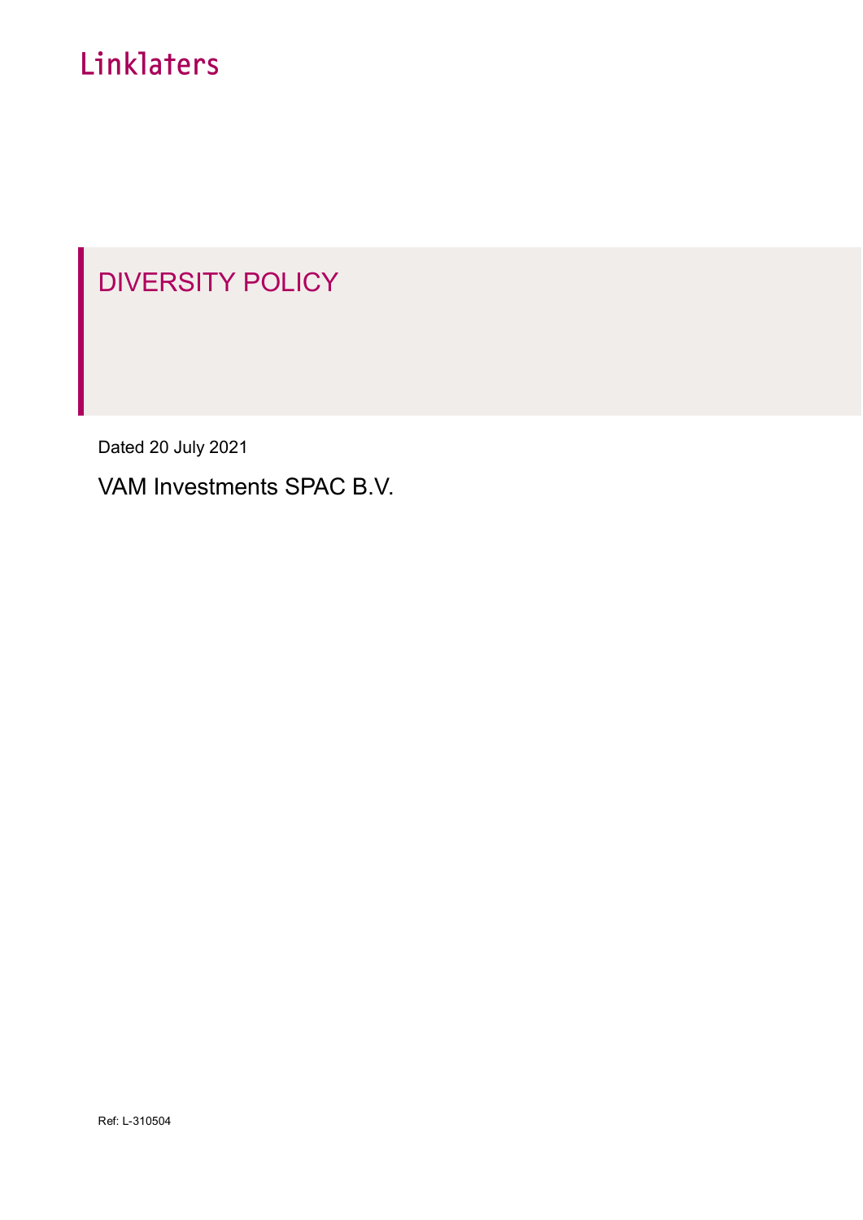Linklaters

# DIVERSITY POLICY

Dated 20 July 2021

VAM Investments SPAC B.V.

Ref: L-310504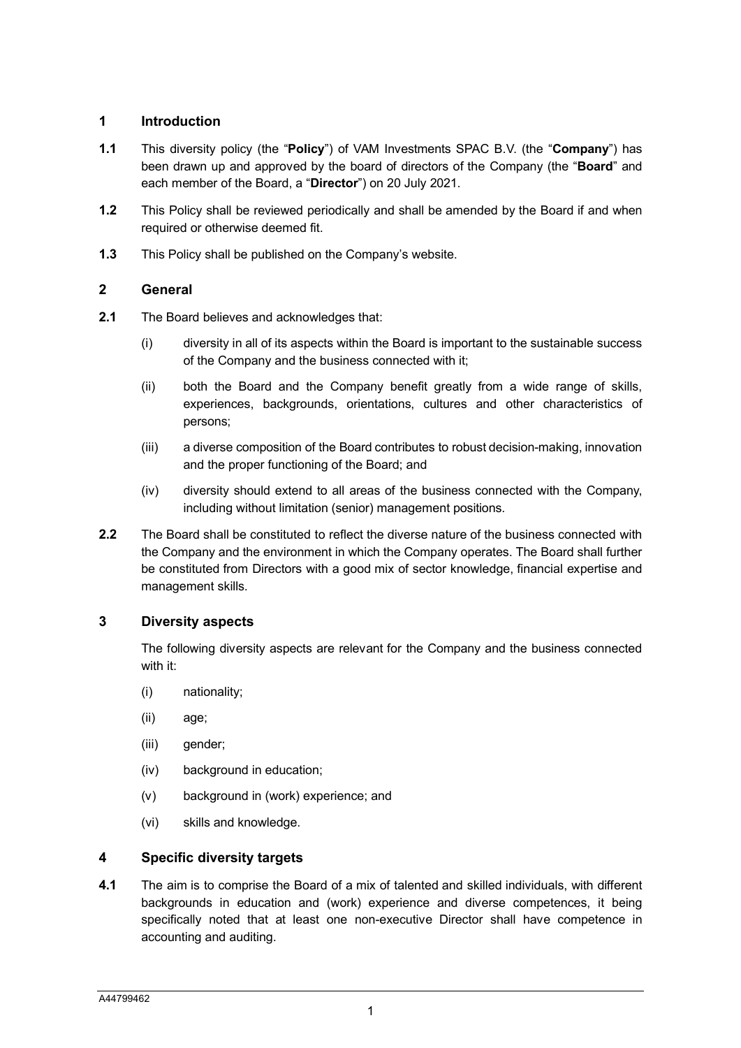## 1 Introduction

**1.1** This diversity policy (the "**Policy**") of VAM Investments SPAC B.V. (the "**Company**") has been drawn up and approved by the board of directors of the Company (the "**Board**" and each member of the Board, a "**Director**") on 20 July 2021.

**1.2** This Policy shall be reviewed periodically and shall be amended by the Board if and when required or otherwise deemed fit.

**1.3** This Policy shall be published on the Company's website.

## 2 General

**2.1** The Board believes and acknowledges that:

(i) diversity in all of its aspects within the Board is important to the sustainable success of the Company and the business connected with it;

(ii) both the Board and the Company benefit greatly from a wide range of skills, experiences, backgrounds, orientations, cultures and other characteristics of persons;

(iii) a diverse composition of the Board contributes to robust decision-making, innovation and the proper functioning of the Board; and

(iv) diversity should extend to all areas of the business connected with the Company, including without limitation (senior) management positions.

**2.2** The Board shall be constituted to reflect the diverse nature of the business connected with the Company and the environment in which the Company operates. The Board shall further be constituted from Directors with a good mix of sector knowledge, financial expertise and management skills.

## 3 Diversity aspects

The following diversity aspects are relevant for the Company and the business connected with it:

(i) nationality;

(ii) age;

(iii) gender;

(iv) background in education;

(v) background in (work) experience; and

(vi) skills and knowledge.

## 4 Specific diversity targets

**4.1** The aim is to comprise the Board of a mix of talented and skilled individuals, with different backgrounds in education and (work) experience and diverse competences, it being specifically noted that at least one non-executive Director shall have competence in accounting and auditing.

A44799462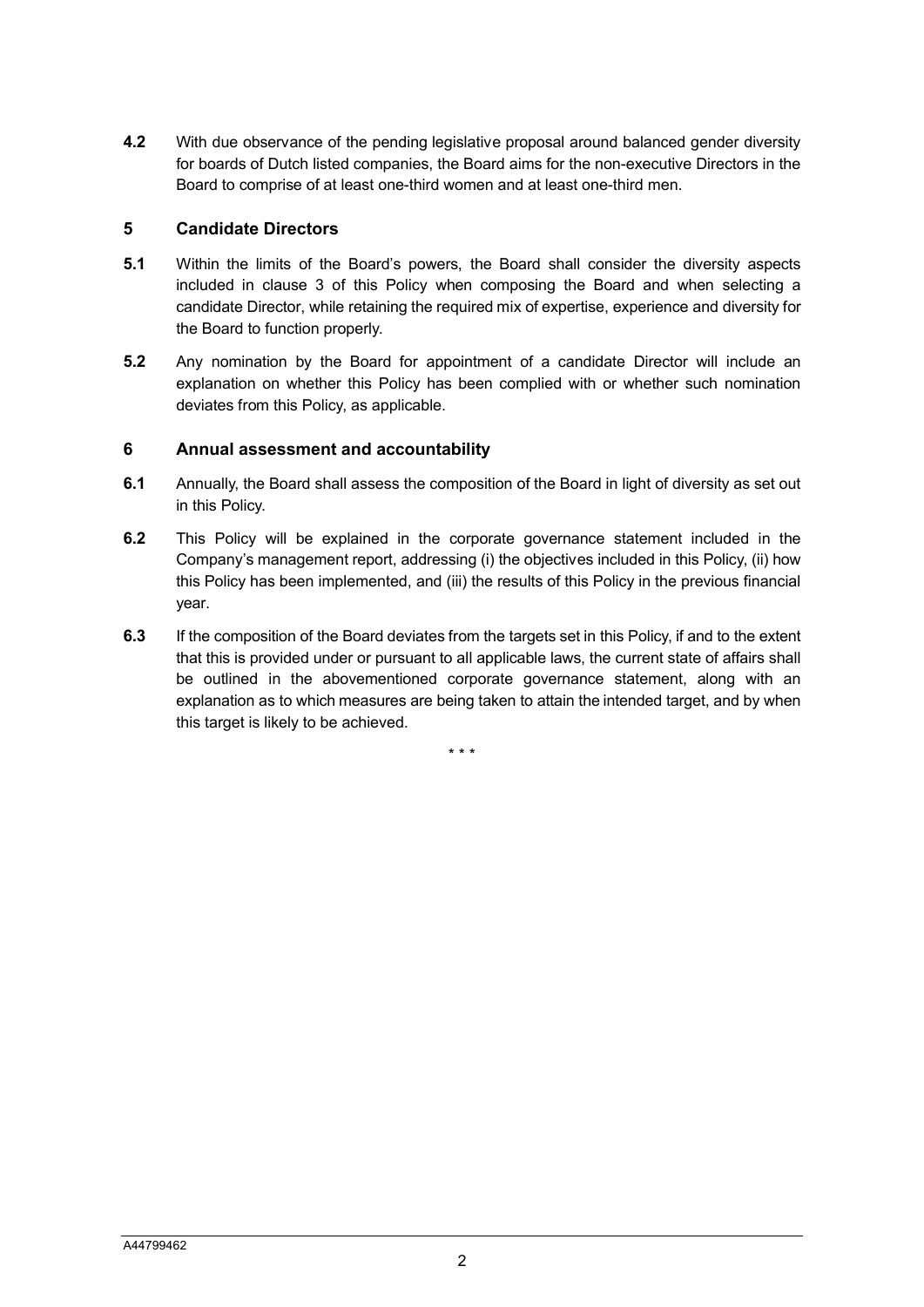**4.2** With due observance of the pending legislative proposal around balanced gender diversity for boards of Dutch listed companies, the Board aims for the non-executive Directors in the Board to comprise of at least one-third women and at least one-third men.

## 5 Candidate Directors

**5.1** Within the limits of the Board's powers, the Board shall consider the diversity aspects included in clause 3 of this Policy when composing the Board and when selecting a candidate Director, while retaining the required mix of expertise, experience and diversity for the Board to function properly.

**5.2** Any nomination by the Board for appointment of a candidate Director will include an explanation on whether this Policy has been complied with or whether such nomination deviates from this Policy, as applicable.

## 6 Annual assessment and accountability

**6.1** Annually, the Board shall assess the composition of the Board in light of diversity as set out in this Policy.

**6.2** This Policy will be explained in the corporate governance statement included in the Company's management report, addressing (i) the objectives included in this Policy, (ii) how this Policy has been implemented, and (iii) the results of this Policy in the previous financial year.

**6.3** If the composition of the Board deviates from the targets set in this Policy, if and to the extent that this is provided under or pursuant to all applicable laws, the current state of affairs shall be outlined in the abovementioned corporate governance statement, along with an explanation as to which measures are being taken to attain the intended target, and by when this target is likely to be achieved.

\* \* \*